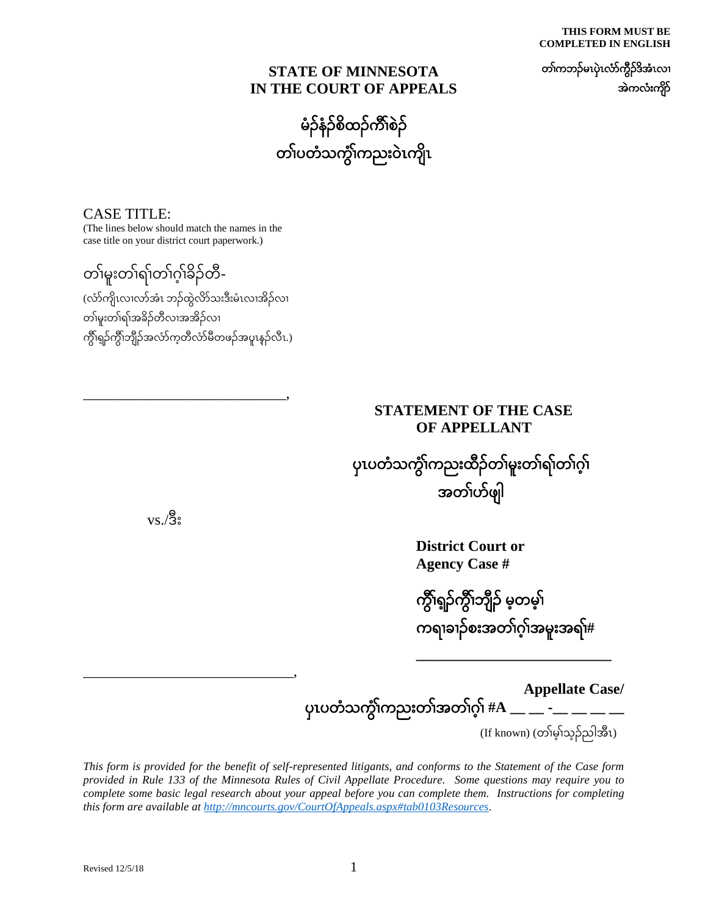**THIS FORM MUST BE COMPLETED IN ENGLISH**

တၢ်ကဘၣ်မၤပှဲၤလံာ်ကွီၣ်ဒီအံၤလၢ အဲကလံးကျိာ်

## STATE OF MINNESOTA
## IN THE COURT OF APPEALS

## မံၣ်နံၣ်စိထၣ်ကီၢ်စဲၣ်
## တၢ်ပတံသကွံၢ်ကညးဝဲၤကျိၤ

CASE TITLE:
(The lines below should match the names in the case title on your district court paperwork.)

တၢ်မူးတၢ်ရၢ်တၢ်ဂ့ၢ်ခိၣ်တီ-
(လံာ်ကျိၤလၢလာ်အံၤ ဘၣ်ထွဲလိာ်သးဒီးမံၤလၢအိၣ်လၢ တၢ်မူးတၢ်ရၢ်အခိၣ်တီလၢအအိၣ်လၢ ကွီၢ်ရှၣ်ကွီၢ်ဘျိၣ်အလံာ်က့တီလံာ်မီတဖၣ်အပူၤန့ၣ်လီၤ.)

_______________________________,

vs./ဒီး

_______________________________,

## STATEMENT OF THE CASE OF APPELLANT

## ပှၤပတံသကွံၢ်ကညးထီၣ်တၢ်မူးတၢ်ရၢ်တၢ်ဂ့ၢ် အတၢ်ဟ်ဖျါ

**District Court or Agency Case #**

**ကွီၢ်ရှၣ်ကွီၢ်ဘျိၣ် မ့တမ့ၢ် ကရၢခၢၣ်စးအတၢ်ဂ့ၢ်အမူးအရၢ်#**

___________________________

**Appellate Case/**
**ပှၤပတံသကွံၢ်ကညးတၢ်အတၢ်ဂ့ၢ် #A __ __ -__ __ __ __**

(If known) (တၢ်မ့ၢ်သ့ၣ်ညါအီၤ)

*This form is provided for the benefit of self-represented litigants, and conforms to the Statement of the Case form provided in Rule 133 of the Minnesota Rules of Civil Appellate Procedure. Some questions may require you to complete some basic legal research about your appeal before you can complete them. Instructions for completing this form are available at [http://mncourts.gov/CourtOfAppeals.aspx#tab0103Resources](http://mncourts.gov/CourtOfAppeals.aspx#tab0103Resources).*

Revised 12/5/18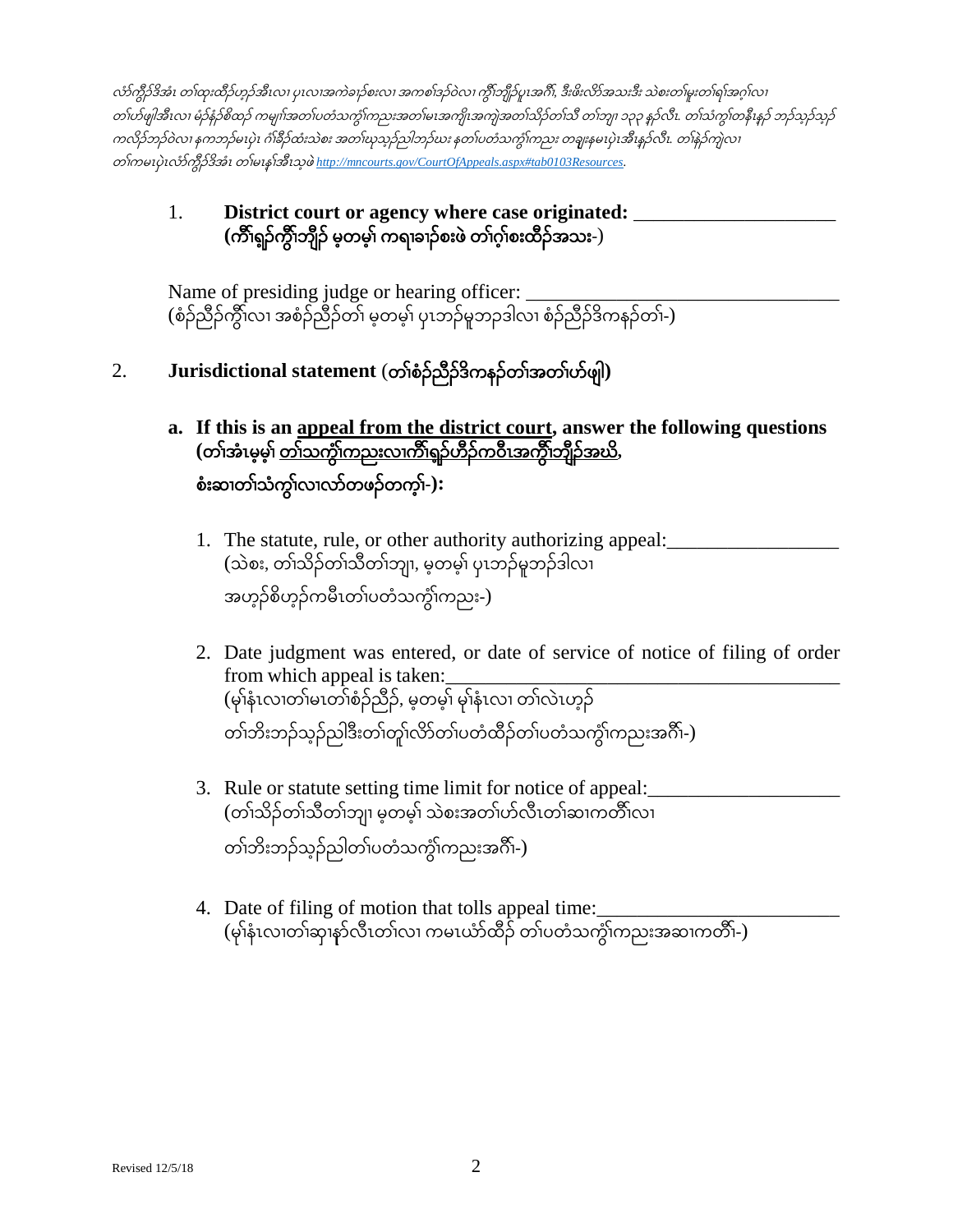*လံာ်ကွဲာ်ဒိအံၤ တၢ်ထုးထီဉ်ဟ့ဉ်အီၤလၢ ပှၤလၢအကဲခ့ၣ်စးလၢ အကစၢ်ဒဉ်ဝဲလၢ ကွိၢ်ဘျိဉ်ပှၤအဂီၢ်, ဒီးဖိးလိာ်အသးဒီး သဲစးတၢ်မၤတၢ်ရၢ်အဂ့ၢ်လၢ တၢ်ဟ်ဖျါအီၤလၢ မံဉ်နဲသိတၣ် ကမျၢ်အတၢ်ပတံသကွံၢ်ကညးအတၢ်မၤအကျိၤအကျဲအတၢ်သိဉ်တၢ်သိ တၢ်ဘျၢ ၁၃၃ န့ဉ်လီၤ. တၢ်သံကွၢ်တနီၤနှဉ် ဘဉ်သ့ဉ်သ့ဉ် ကလိဉ်ဘဉ်ဝဲလၢ နကဘဉ်မၤပှဲၤ ဂံၢ်ခီဉ်ထံးသဲစး အတၢ်ယုသ့ဉ်ညါဘဉ်ဃး နတၢ်ပတံသကွံၢ်ကညး တချုးနမၤပှဲၤအီၤန့ဉ်လီၤ. တၢ်နဲဉ်ကျဲလၢ တၢ်ကမၤပှဲၤလံာ်ကွဲာ်ဒိအံၤ တၢ်မၤန့ၢ်အီၤသ့ဖဲ http://mncourts.gov/CourtOfAppeals.aspx#tab0103Resources.*

1. **District court or agency where case originated: \_\_\_\_\_\_\_\_\_\_\_\_\_\_\_\_\_\_\_\_**
   **(ကွိၢ်ရှဉ်ကွိၢ်ဘျိဉ် မ့တမ့ၢ် ကရၢခၢဉ်စးဖဲ တၢ်ဂ့ၢ်စးထီဉ်အသး**-)

   Name of presiding judge or hearing officer: \_\_\_\_\_\_\_\_\_\_\_\_\_\_\_\_\_\_\_\_\_\_\_\_\_\_\_\_\_\_\_\_
   (စံဉ်ညီဉ်ကွိၢ်လၢ အစံဉ်ညီဉ်တၢ် မ့တမ့ၢ် ပှၤဘဉ်မူဘဉ်ဒါလၢ စံဉ်ညီဉ်ဒိကနဉ်တၢ်-)

2. **Jurisdictional statement** (**တၢ်စံဉ်ညီဉ်ဒိကနဉ်တၢ်အတၢ်ဟ်ဖျါ)**

   **a. If this is an <u>appeal from the district court</u>, answer the following questions (တၢ်အံၤမ့မ့ၢ် <u>တၢ်သကွံၢ်ကညးလၢကွိၢ်ရှဉ်ဟီဉ်ကဝီၤအကွိၢ်ဘျိဉ်အဃိ,</u> စံးဆၢတၢ်သံကွၢ်လၢလာ်တဖဉ်တက့ၢ်-):**

   1. The statute, rule, or other authority authorizing appeal:\_\_\_\_\_\_\_\_\_\_\_\_\_\_\_\_\_
      (သဲစး, တၢ်သိဉ်တၢ်သိတၢ်ဘျၢ, မ့တမ့ၢ် ပှၤဘဉ်မူဘဉ်ဒါလၢ အဟ့ဉ်စိဟ့ဉ်ကမီၤတၢ်ပတံသကွံၢ်ကညး-)

   2. Date judgment was entered, or date of service of notice of filing of order from which appeal is taken:\_\_\_\_\_\_\_\_\_\_\_\_\_\_\_\_\_\_\_\_\_\_\_\_\_\_\_\_\_\_\_\_\_\_\_\_\_\_\_\_
      (မုၢ်နံၤလၢတၢ်မၤတၢ်စံဉ်ညီဉ်, မ့တမ့ၢ် မုၢ်နံၤလၢ တၢ်လဲၤဟ့ဉ် တၢ်ဘိးဘဉ်သ့ဉ်ညါဒီးတၢ်တူၢ်လိာ်တၢ်ပတံထီဉ်တၢ်ပတံသကွံၢ်ကညးအဂီၢ်-)

   3. Rule or statute setting time limit for notice of appeal:\_\_\_\_\_\_\_\_\_\_\_\_\_\_\_\_\_\_\_
      (တၢ်သိဉ်တၢ်သိတၢ်ဘျၢ မ့တမ့ၢ် သဲစးအတၢ်ဟ်လီၤတၢ်ဆၢကတီၢ်လၢ တၢ်ဘိးဘဉ်သ့ဉ်ညါတၢ်ပတံသကွံၢ်ကညးအဂီၢ်-)

   4. Date of filing of motion that tolls appeal time:\_\_\_\_\_\_\_\_\_\_\_\_\_\_\_\_\_\_\_\_\_\_\_\_
      (မုၢ်နံၤလၢတၢ်ဆှၢနှာ်လီၤတၢ်လၢ ကမၤယံာ်ထီဉ် တၢ်ပတံသကွံၢ်ကညးအဆၢကတီၢ်-)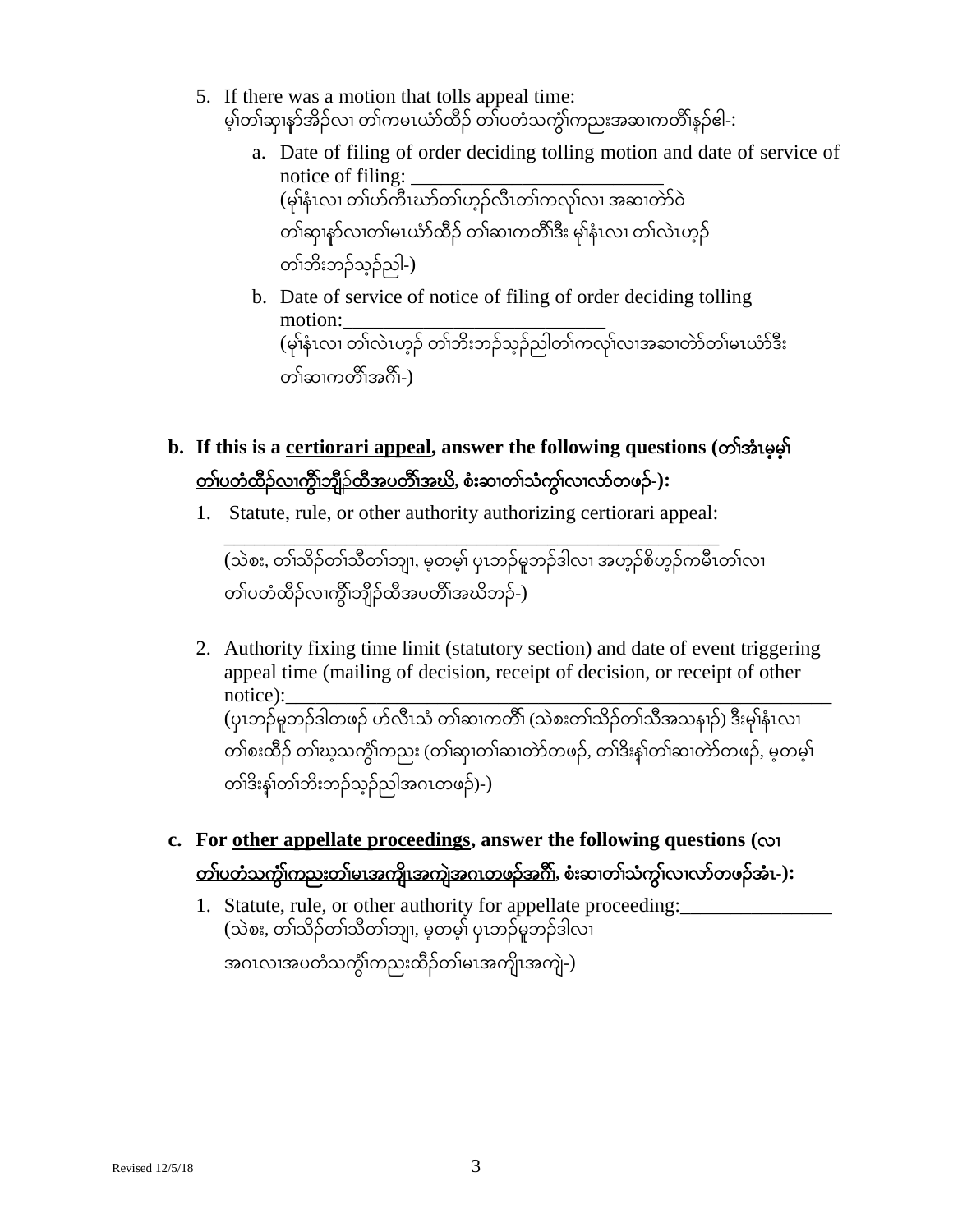5. If there was a motion that tolls appeal time:
   မ့်တၢ်ဆှၢနှာ်အိဉ်လၢ တၢ်ကမၤယံာ်ထီဉ် တၢ်ပတံသကွ်ၢ်ကညးအဆၢကတီၢ်နှဉ်ဧါ-:

   a. Date of filing of order deciding tolling motion and date of service of notice of filing: _________________________
   (မုၢ်နံၤလၢ တၢ်ဟ်ကီၤဃာ်တၢ်ဟ့ဉ်လီၤတၢ်ကလုၢ်လၢ အဆၢတဲာ်ဝဲ တၢ်ဆှၢနှာ်လၢတၢ်မၤယံာ်ထီဉ် တၢ်ဆၢကတီၢ်ဒီး မုၢ်နံၤလၢ တၢ်လဲၤဟ့ဉ် တၢ်ဘိးဘဉ်သ့ဉ်ညါ-)

   b. Date of service of notice of filing of order deciding tolling motion:_________________________
   (မုၢ်နံၤလၢ တၢ်လဲၤဟ့ဉ် တၢ်ဘိးဘဉ်သ့ဉ်ညါတၢ်ကလုၢ်လၢအဆၢတဲာ်တၢ်မၤယံာ်ဒီး တၢ်ဆၢကတီၢ်အဂီၢ်-)

**b. If this is a <u>certiorari appeal</u>, answer the following questions (<u>တၢ်အံၤမ့မ့ၢ် တၢ်ပတံထီဉ်လၢကွၢ်ဘျိဉ်ထီအပတီၢ်အဃိ, စံးဆၢတၢ်သံကွၢ်လၢလာ်တဖဉ်-</u>):**

1. Statute, rule, or other authority authorizing certiorari appeal: _______________________________________________
   (သဲစး, တၢ်သိဉ်တၢ်သီတၢ်ဘျၢ, မ့တမ့ၢ် ပှၤဘဉ်မူဘဉ်ဒါလၢ အဟ့ဉ်စိဟ့ဉ်ကမီၤတၢ်လၢ တၢ်ပတံထီဉ်လၢကွၢ်ဘျိဉ်ထီအပတီၢ်အဃိဘဉ်-)

2. Authority fixing time limit (statutory section) and date of event triggering appeal time (mailing of decision, receipt of decision, or receipt of other notice):_______________________________________________
   (ပှၤဘဉ်မူဘဉ်ဒါတဖဉ် ဟ်လီၤသံ တၢ်ဆၢကတီၢ် (သဲစးတၢ်သိဉ်တၢ်သီအသနၢဉ်) ဒီးမုၢ်နံၤလၢ တၢ်စးထီဉ် တၢ်ဃ့သကွ်ၢ်ကညး (တၢ်ဆှၢတၢ်ဆၢတဲာ်တဖဉ်, တၢ်ဒိးန့ၢ်တၢ်ဆၢတဲာ်တဖဉ်, မ့တမ့ၢ် တၢ်ဒိးန့ၢ်တၢ်ဘိးဘဉ်သ့ဉ်ညါအဂၤတဖဉ်)-)

**c. For <u>other appellate proceedings</u>, answer the following questions (<u>လၢ တၢ်ပတံသကွ်ၢ်ကညးတၢ်မၤအကျိၤအကျဲအဂၤတဖဉ်အဂီၢ်, စံးဆၢတၢ်သံကွၢ်လၢလာ်တဖဉ်အံၤ-</u>):**

1. Statute, rule, or other authority for appellate proceeding:_______________
   (သဲစး, တၢ်သိဉ်တၢ်သီတၢ်ဘျၢ, မ့တမ့ၢ် ပှၤဘဉ်မူဘဉ်ဒါလၢ အဂၤလၢအပတံသကွ်ၢ်ကညးထီဉ်တၢ်မၤအကျိၤအကျဲ-)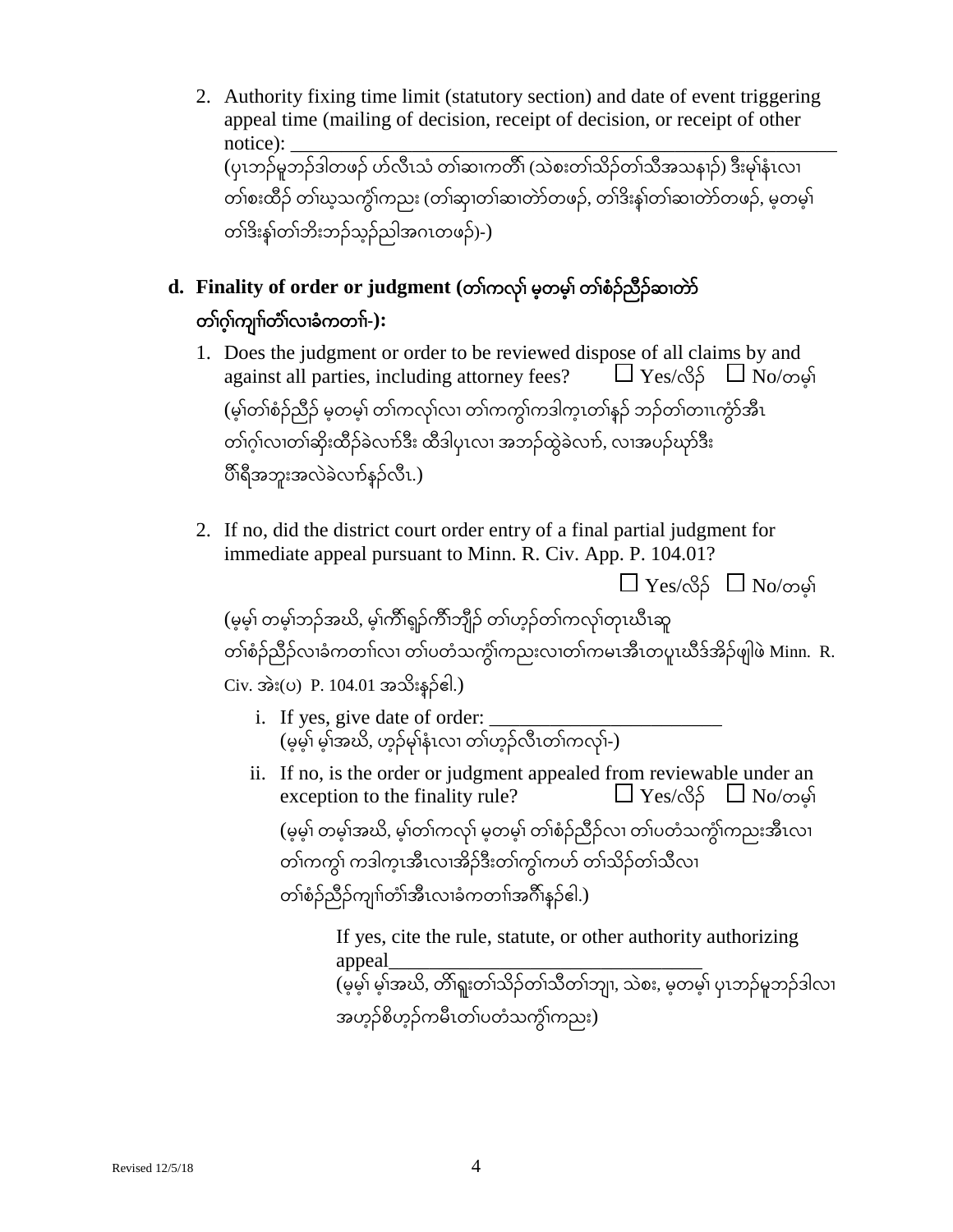2. Authority fixing time limit (statutory section) and date of event triggering appeal time (mailing of decision, receipt of decision, or receipt of other notice): ______________________________________________________
(ပှၤဘၣ်မူဘၣ်ဒါတဖၣ် ဟ်လီၤသံ တၢ်ဆၢကတီၢ် (သဲစးတၢ်သိၣ်တၢ်သီအသနၢ်) ဒီးမုၢ်နံၤလၢ တၢ်စးထီၣ် တၢ်ဃ့သကွၢ်ကညး (တၢ်ဆှၢတၢ်ဆၢတဲာ်တဖၣ်, တၢ်ဒိးန့ၢ်တၢ်ဆၢတဲာ်တဖၣ်, မ့တမ့ၢ် တၢ်ဒိးန့ၢ်တၢ်ဘိးဘၣ်သ့ၣ်ညါအဂၤတဖၣ်)-)

## d. Finality of order or judgment (တၢ်ကလုၢ် မ့တမ့ၢ် တၢ်စံၣ်ညီၣ်ဆၢတဲာ် တၢ်ဂ့ၢ်ကျိၤတံၢ်လၢခံကတၢၢ်-):

1. Does the judgment or order to be reviewed dispose of all claims by and against all parties, including attorney fees? ☐ Yes/လိၣ် ☐ No/တမ့ၢ်
(မ့ၢ်တၢ်စံၣ်ညီၣ် မ့တမ့ၢ် တၢ်ကလုၢ်လၢ တၢ်ကကွၢ်ကဒါက့တၢ်နၣ် ဘၣ်တၢ်တၢၤကွံာ်အီၤ တၢ်ဂ့ၢ်လၢတၢ်ဆိုးထီၣ်ခဲလၢာ်ဒီး ထီဒါပှၤလၢ အဘၣ်ထွဲခဲလၢာ်, လၢအပၣ်ဃုာ်ဒီး ပိၢ်ရီအဘူးအလဲခဲလၢာ်နၣ်လီၤ.)

2. If no, did the district court order entry of a final partial judgment for immediate appeal pursuant to Minn. R. Civ. App. P. 104.01? ☐ Yes/လိၣ် ☐ No/တမ့ၢ်
(မ့မ့ၢ် တမ့ၢ်ဘၣ်အဃိ, မ့ၢ်ကိၢ်ရှၣ်ကိၢ်ဘျိၣ် တၢ်ဟ့ၣ်တၢ်ကလုၢ်တုၤဃီၤဆူ တၢ်စံၣ်ညီၣ်လၢခံကတၢၢ်လၢ တၢ်ပတံသကွၢ်ကညးလၢတၢ်ကမၤအီၤတပူၤဃီဒ်အိၣ်ဖျါဖဲ Minn. R. Civ. အဲး(ပ) P. 104.01 အသိးနၣ်ဧါ.)

   i. If yes, give date of order: ________________________
   (မ့မ့ၢ် မ့ၢ်အဃိ, ဟ့ၣ်မုၢ်နံၤလၢ တၢ်ဟ့ၣ်လီၤတၢ်ကလုၢ်-)

   ii. If no, is the order or judgment appealed from reviewable under an exception to the finality rule? ☐ Yes/လိၣ် ☐ No/တမ့ၢ်
   (မ့မ့ၢ် တမ့ၢ်အဃိ, မ့ၢ်တၢ်ကလုၢ် မ့တမ့ၢ် တၢ်စံၣ်ညီၣ်လၢ တၢ်ပတံသကွၢ်ကညးအီၤလၢ တၢ်ကကွၢ် ကဒါက့အီၤလၢအိၣ်ဒီးတၢ်ကွၢ်ကဟ် တၢ်သိၣ်တၢ်သီလၢ တၢ်စံၣ်ညီၣ်ကျိၤတံၢ်အီၤလၢခံကတၢၢ်အဂီၢ်နၣ်ဧါ.)

   If yes, cite the rule, statute, or other authority authorizing appeal________________________________
   (မ့မ့ၢ် မ့ၢ်အဃိ, တိၢ်ရူးတၢ်သိၣ်တၢ်သီတၢ်ဘျၢ, သဲစး, မ့တမ့ၢ် ပှၤဘၣ်မူဘၣ်ဒါလၢ အဟ့ၣ်စိဟ့ၣ်ကမီၤတၢ်ပတံသကွၢ်ကညး)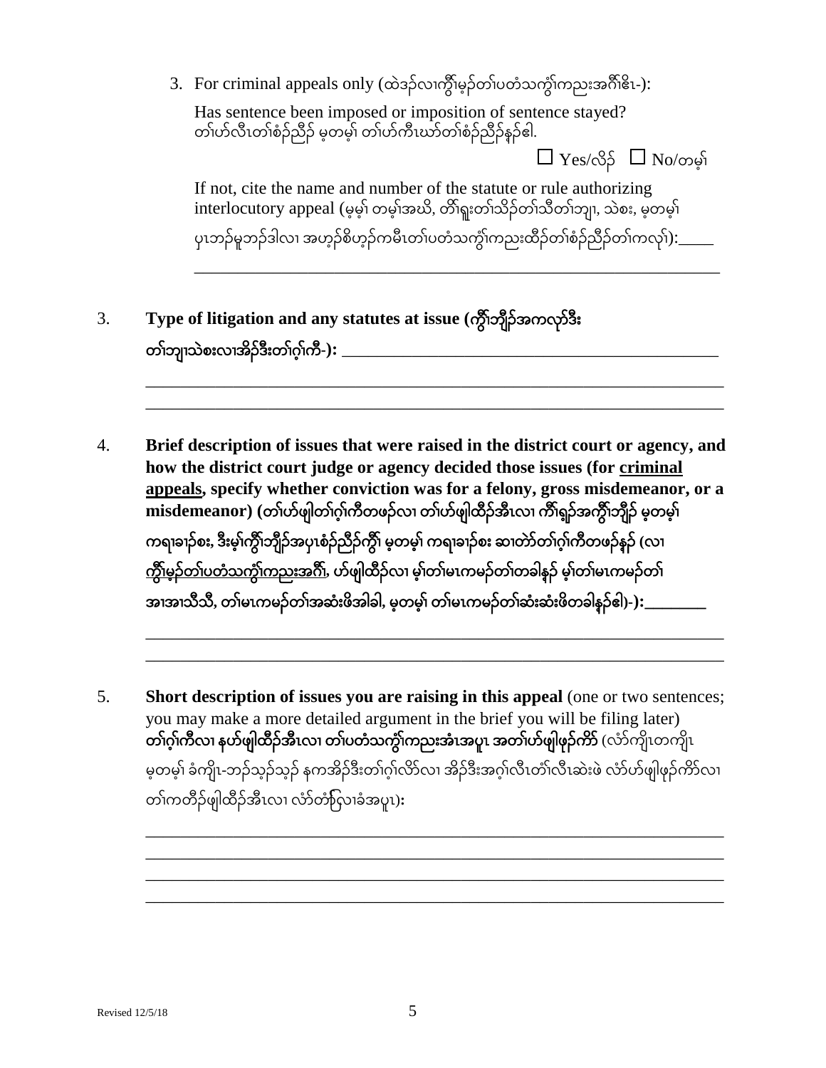3. For criminal appeals only (ထဲဒ်လၢကွီၢ်မ့ၣ်တၢ်ပတံသကွၢ်ကညးအဂီၢ်ဧါ-):

   Has sentence been imposed or imposition of sentence stayed?
   တၢ်ဟ်လီၤတၢ်စံၣ်ညီၣ် မ့တမ့ၢ် တၢ်ဟ်ကီၤဃာ်တၢ်စံၣ်ညီၣ်နၣ်ဧါ.

   ☐ Yes/လိၣ် ☐ No/တမ့ၢ်

   If not, cite the name and number of the statute or rule authorizing interlocutory appeal (မ့မ့ၢ် တမ့ၢ်အဃိ, တၢ်ရူးတၢ်သိၣ်တၢ်သီတၢ်ဘျၢ, သဲစး, မ့တမ့ၢ် ပှၤဘၣ်မူဘၣ်ဒါလၢ အဟ့ၣ်စိဟ့ၣ်ကမီၤတၢ်ပတံသကွၢ်ကညးထိၣ်တၢ်စံၣ်ညီၣ်တၢ်ကလုၢ်):____

   ________________________________________________________________

3. **Type of litigation and any statutes at issue (ကွီၢ်ဘျီၣ်အကလုာ်ဒီး တၢ်ဘျၢသဲစးလၢအိၣ်ဒီးတၢ်ဂ့ၢ်ကီ-):** ____________________________________________

   ________________________________________________________________

   ________________________________________________________________

4. **Brief description of issues that were raised in the district court or agency, and how the district court judge or agency decided those issues (for <u>criminal appeals</u>, specify whether conviction was for a felony, gross misdemeanor, or a misdemeanor) (တၢ်ဟ်ဖျါတၢ်ဂ့ၢ်ကီတဖၣ်လၢ တၢ်ဟ်ဖျါထိၣ်အီၤလၢ ကီၢ်ရှၣ်အကွီၢ်ဘျီၣ် မ့တမ့ၢ် ကရၢခၢၣ်စး, ဒီးမ့ၢ်ကွီၢ်ဘျီၣ်အပှၤစံၣ်ညီၣ်ကွီၢ် မ့တမ့ၢ် ကရၢခၢၣ်စး ဆၢတဲာ်တၢ်ဂ့ၢ်ကီတဖၣ်နၣ် (လၢ <u>ကွီၢ်မ့ၣ်တၢ်ပတံသကွၢ်ကညးအဂီၢ်</u>, ဟ်ဖျါထိၣ်လၢ မ့ၢ်တၢ်မၤကမၣ်တၢ်တခါနၣ် မ့ၢ်တၢ် မၤကမၣ်တၢ်အၢအၢသီသီ, တၢ်မၤကမၣ်တၢ်အဆံးဖိအါခါ, မ့တမ့ၢ် တၢ်မၤကမၣ်တၢ်ဆံးဆံးဖိတခါနၣ်ဧါ)-):________**

   ________________________________________________________________

   ________________________________________________________________

5. **Short description of issues you are raising in this appeal** (one or two sentences; you may make a more detailed argument in the brief you will be filing later) **တၢ်ဂ့ၢ်ကီလၢ နဟ်ဖျါထိၣ်အီၤလၢ တၢ်ပတံသကွၢ်ကညးအံၤအပူၤ အတၢ်ဟ်ဖျါဖုၣ်ကိာ်** (လံာ်ကျိၤတကျိၤ မ့တမ့ၢ် ခံကျိၤ-ဘၣ်သ့ၣ်သ့ၣ် နကအိၣ်ဒီးတၢ်ဂ့ၢ်လိာ်လၢ အိၣ်ဒီးအဂ့ၢ်လီၤတံၢ်လီၤဆဲးဖဲ လံာ်ဟ်ဖျါဖုၣ်ကိာ်လၢ တၢ်ကတီၣ်ဖျါထိၣ်အီၤလၢ လံာ်တံာ်လၢခံအပူၤ)**:**

   ________________________________________________________________

   ________________________________________________________________

   ________________________________________________________________

   ________________________________________________________________

Revised 12/5/18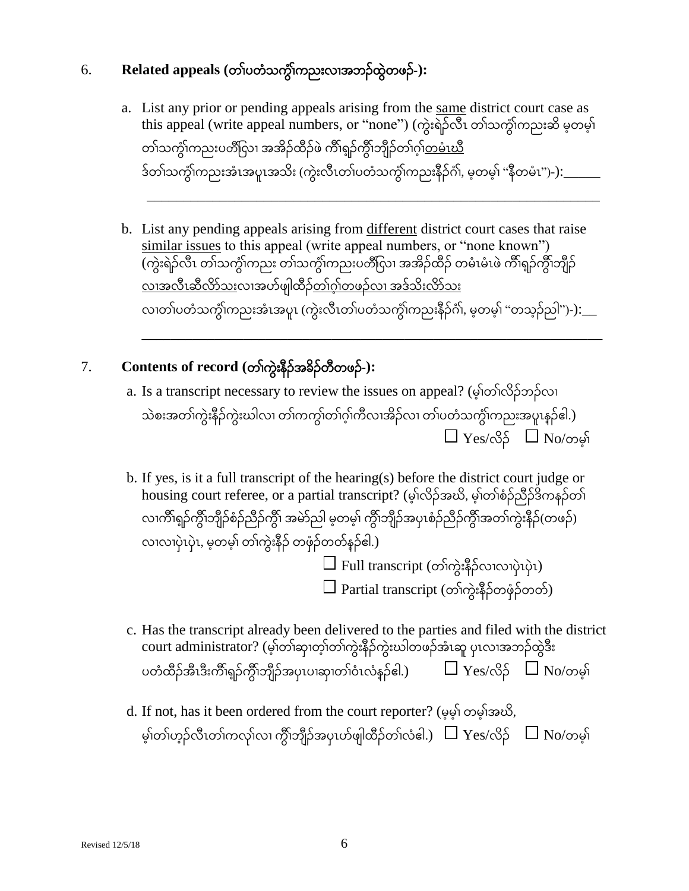6. **Related appeals (တၢ်ပတံသကွဲၢ်ကညးလၢအဘၣ်ထွဲတဖၣ်-):**

a. List any prior or pending appeals arising from the <u>same</u> district court case as this appeal (write appeal numbers, or "none") (ကွဲးရဲၣ်လီၤ တၢ်သကွဲၢ်ကညးဆိ မ့တမ့ၢ် တၢ်သကွဲၢ်ကညးပတိၢ်ပြၢ အအိၣ်ထိၣ်ဖဲ ကီၢ်ရ့ၣ်ကွိၢ်ဘျိၣ်တၢ်ဂ့ၢ်<u>တမံၤဃီ</u> ဒ်တၢ်သကွဲၢ်ကညးအံၤအပူၤအသိး (ကွဲးလီၤတၢ်ပတံသကွဲၢ်ကညးနီၣ်ဂံၢ်, မ့တမ့ၢ် "နီတမံၤ")-):______

_______________________________________________________________

b. List any pending appeals arising from <u>different</u> district court cases that raise <u>similar issues</u> to this appeal (write appeal numbers, or "none known") (ကွဲးရဲၣ်လီၤ တၢ်သကွဲၢ်ကညး တၢ်သကွဲၢ်ကညးပတိၢ်ပြၢ အအိၣ်ထိၣ် တမံၤမံၤဖဲ ကီၢ်ရ့ၣ်ကွိၢ်ဘျိၣ် <u>လၢအလီၤဆီလိာ်သး</u>လၢအဟ်ဖျါထိၣ်<u>တၢ်ဂ့ၢ်တဖၣ်လၢ အဒ်သိးလိာ်သး</u> လၢတၢ်ပတံသကွဲၢ်ကညးအံၤအပူၤ (ကွဲးလီၤတၢ်ပတံသကွဲၢ်ကညးနီၣ်ဂံၢ်, မ့တမ့ၢ် "တသ့ၣ်ညါ")-):__

_______________________________________________________________

7. **Contents of record (တၢ်ကွဲးနီၣ်အခိၣ်တီတဖၣ်-):**

a. Is a transcript necessary to review the issues on appeal? (မ့ၢ်တၢ်လိၣ်ဘၣ်လၢ သဲစးအတၢ်ကွဲးနီၣ်ကွဲးဃါလၢ တၢ်ကကွၢ်တၢ်ဂ့ၢ်ကီလၢအိၣ်လၢ တၢ်ပတံသကွဲၢ်ကညးအပူၤနှၣ်ဧါ.)

☐ Yes/လိၣ် ☐ No/တမ့ၢ်

b. If yes, is it a full transcript of the hearing(s) before the district court judge or housing court referee, or a partial transcript? (မ့ၢ်လိၣ်အဃိ, မ့ၢ်တၢ်စံၣ်ညီၣ်ဒိကနၣ်တၢ် လၢကီၢ်ရ့ၣ်ကွိၢ်ဘျိၣ်စံၣ်ညီၣ်ကွိၢ် အမဲာ်ညါ မ့တမ့ၢ် ကွိၢ်ဘျိၣ်အပှၤစံၣ်ညီၣ်ကွိၢ်အတၢ်ကွဲးနီၣ်(တဖၣ်) လၢလၢပုံၤပုံၤ, မ့တမ့ၢ် တၢ်ကွဲးနီၣ် တဖှၣ်တတ်နှၣ်ဧါ.)

☐ Full transcript (တၢ်ကွဲးနီၣ်လၢလၢပုံၤပုံၤ)

☐ Partial transcript (တၢ်ကွဲးနီၣ်တဖှၣ်တတ်)

c. Has the transcript already been delivered to the parties and filed with the district court administrator? (မ့ၢ်တၢ်ဆှၢတ့ၢ်တၢ်ကွဲးနီၣ်ကွဲးဃါတဖၣ်အံၤဆူ ပှၤလၢအဘၣ်ထွဲဒီး ပတံထိၣ်အီၤဒီးကီၢ်ရ့ၣ်ကွိၢ်ဘျိၣ်အပှၤပၢဆှၢတၢ်ဝံၤလံနှၣ်ဧါ.) ☐ Yes/လိၣ် ☐ No/တမ့ၢ်

d. If not, has it been ordered from the court reporter? (မ့မ့ၢ် တမ့ၢ်အဃိ, မ့ၢ်တၢ်ဟ့ၣ်လီၤတၢ်ကလုၢ်လၢ ကွိၢ်ဘျိၣ်အပှၤဟ်ဖျါထိၣ်တၢ်လံဧါ.) ☐ Yes/လိၣ် ☐ No/တမ့ၢ်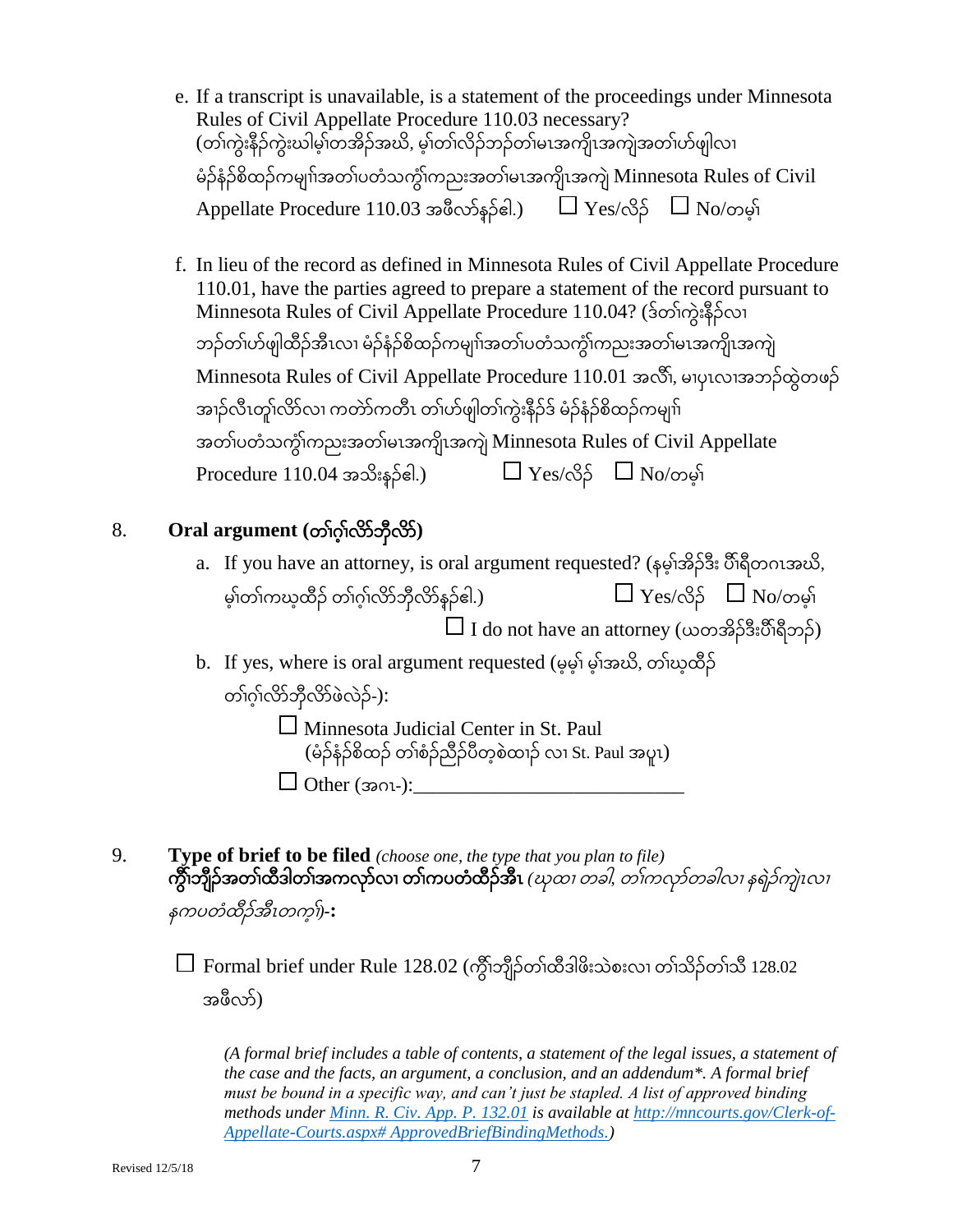e. If a transcript is unavailable, is a statement of the proceedings under Minnesota Rules of Civil Appellate Procedure 110.03 necessary? (တၢ်ကွဲးနီၣ်ကွဲးဃါမ့ၢ်တအိၣ်အဃိ, မ့ၢ်တၢ်လိၣ်ဘၣ်တၢ်မၤအကျိၤအကျဲအတၢ်ဟ်ဖျါလၢ မံၣ်နံၣ်စိထၣ်ကမျၢ်အတၢ်ပတံသကွံၢ်ကညးအတၢ်မၤအကျိၤအကျဲ Minnesota Rules of Civil Appellate Procedure 110.03 အဖီလာ်နၣ်ဧါ.) ☐ Yes/လိၣ် ☐ No/တမ့ၢ်

f. In lieu of the record as defined in Minnesota Rules of Civil Appellate Procedure 110.01, have the parties agreed to prepare a statement of the record pursuant to Minnesota Rules of Civil Appellate Procedure 110.04? (ဒ်တၢ်ကွဲးနီၣ်လၢ ဘၣ်တၢ်ဟ်ဖျါထီၣ်အီၤလၢ မံၣ်နံၣ်စိထၣ်ကမျၢ်အတၢ်ပတံသကွံၢ်ကညးအတၢ်မၤအကျိၤအကျဲ Minnesota Rules of Civil Appellate Procedure 110.01 အလီၢ်, မၤပှၤလၢအဘၣ်ထွဲတဖၣ် အၢၣ်လီၤတူၢ်လိာ်လၢ ကတဲာ်ကတီၤ တၢ်ဟ်ဖျါတၢ်ကွဲးနီၣ်ဒ် မံၣ်နံၣ်စိထၣ်ကမျၢ် အတၢ်ပတံသကွံၢ်ကညးအတၢ်မၤအကျိၤအကျဲ Minnesota Rules of Civil Appellate Procedure 110.04 အသိးနၣ်ဧါ.) ☐ Yes/လိၣ် ☐ No/တမ့ၢ်

8. **Oral argument (တၢ်ဂ့ၢ်လိာ်ဘိၣ်လိာ်)**

a. If you have an attorney, is oral argument requested? (နမ့ၢ်အိၣ်ဒီး ပီၢ်ရီတဂၤအဃိ, မ့ၢ်တၢ်ကဃ့ထီၣ် တၢ်ဂ့ၢ်လိာ်ဘိၣ်လိာ်နၣ်ဧါ.) ☐ Yes/လိၣ် ☐ No/တမ့ၢ်

☐ I do not have an attorney (ယတအိၣ်ဒီးပီၢ်ရီဘၣ်)

b. If yes, where is oral argument requested (မ့မ့ၢ် မ့ၢ်အဃိ, တၢ်ဃ့ထီၣ် တၢ်ဂ့ၢ်လိာ်ဘိၣ်လိာ်ဖဲလဲၣ်-):

☐ Minnesota Judicial Center in St. Paul (မံၣ်နံၣ်စိထၣ် တၢ်စံၣ်ညီၣ်ပီတ့စဲထၢၣ် လၢ St. Paul အပူၤ)

☐ Other (အဂၤ-): ___________________________

9. **Type of brief to be filed** *(choose one, the type that you plan to file)* **ကွိၢ်ဘျိၣ်အတၢ်ထီဒါတၢ်အကလုာ်လၢ တၢ်ကပတံထီၣ်အီၤ** *(ဃုထၢ တခါ, တၢ်ကလုာ်တခါလၢ နရဲၣ်ကျဲၤလၢ နကပတံထီၣ်အီၤတက့ၢ်)*-**:**

☐ Formal brief under Rule 128.02 (ကွိၢ်ဘျိၣ်တၢ်ထီဒါဖိးသဲစးလၢ တၢ်သိၣ်တၢ်သီ 128.02 အဖီလာ်)

*(A formal brief includes a table of contents, a statement of the legal issues, a statement of the case and the facts, an argument, a conclusion, and an addendum*. A formal brief must be bound in a specific way, and can't just be stapled. A list of approved binding methods under [Minn. R. Civ. App. P. 132.01](https://www.revisor.mn.gov/court_rules/ap/id/132/) is available at [http://mncourts.gov/Clerk-of-Appellate-Courts.aspx# ApprovedBriefBindingMethods.](http://mncourts.gov/Clerk-of-Appellate-Courts.aspx#ApprovedBriefBindingMethods))*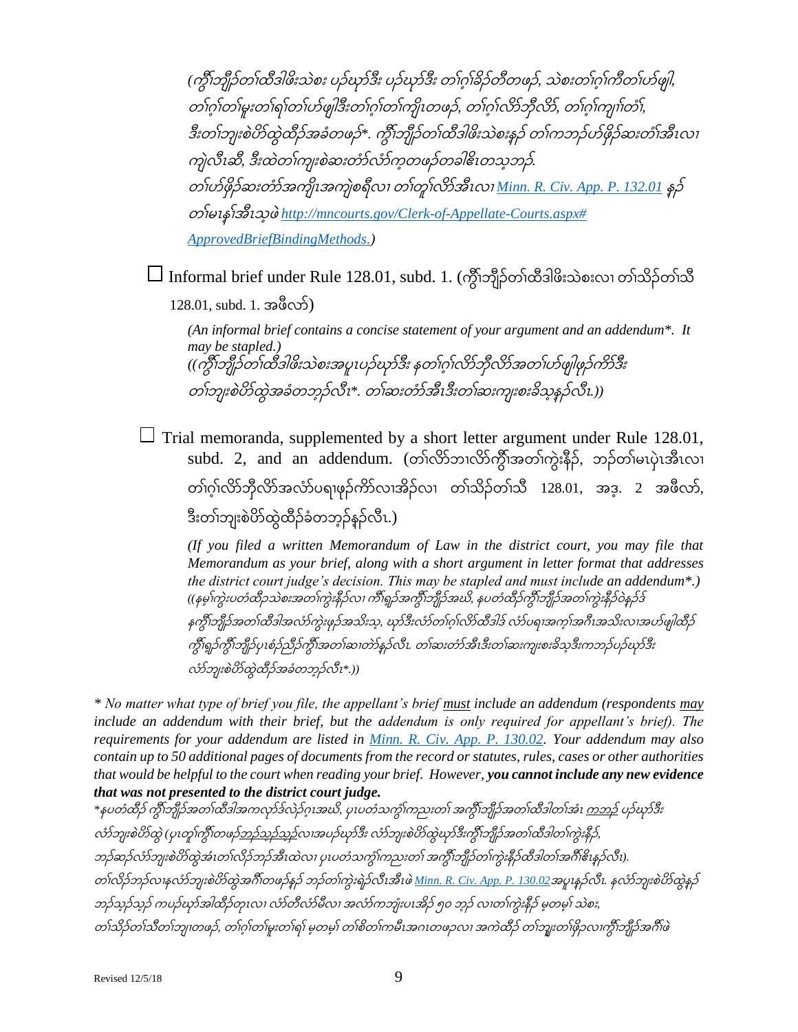*(ကွီၢ်ဘျီၣ်တၢ်ထီဒါဖိးသဲစး ပှၣ်ယှာ်ဒီး ပှၣ်ယှာ်ဒီး တၢ်ဂ့ၢ်ခိၣ်တီတဖၣ်, သဲစးတၢ်ဂ့ၢ်ကီတၢ်ဟ်ဖျါ, တၢ်ဂ့ၢ်တၢ်မူးတၢ်ရၢ်တၢ်ဟ်ဖျါဒီးတၢ်ဂ့ၢ်တၢ်ကျိၤတဖၣ်, တၢ်ဂ့ၢ်လိာ်ဘိလိာ်, တၢ်ဂ့ၢ်ကျၢၢ်တံၢ်, ဒီးတၢ်ဘျးစဲပိာ်ထွဲထီၣ်အခံတဖၣ်*. ကွီၢ်ဘျီၣ်တၢ်ထီဒါဖိးသဲစးနှၣ် တၢ်ကဘၣ်ဟ်ဖှိၣ်ဆးတံၢ်အီၤလၢ ကျဲလီၤဆီ, ဒီးထဲတၢ်ကျုးစဲဆးတံာ်လံာ်က့တဖၣ်တခါဧိၤတသ့ဘၣ်. တၢ်ဟ်ဖှိၣ်ဆးတံာ်အကျိၤအကျဲစရီလၢ တၢ်တူၢ်လိာ်အီၤလၢ [Minn. R. Civ. App. P. 132.01](Minn. R. Civ. App. P. 132.01) နှၣ် တၢ်မၤနၢ်အီၤသ့ဖဲ [http://mncourts.gov/Clerk-of-Appellate-Courts.aspx#ApprovedBriefBindingMethods.](http://mncourts.gov/Clerk-of-Appellate-Courts.aspx#ApprovedBriefBindingMethods.))*

☐ Informal brief under Rule 128.01, subd. 1. (ကွီၢ်ဘျီၣ်တၢ်ထီဒါဖိးသဲစးလၢ တၢ်သိၣ်တၢ်သီ 128.01, subd. 1. အဖီလာ်)

*(An informal brief contains a concise statement of your argument and an addendum*. It may be stapled.)*
*((ကွီၢ်ဘျီၣ်တၢ်ထီဒါဖိးသဲစးအပူၤပှၣ်ယှာ်ဒီး နတၢ်ဂ့ၢ်လိာ်ဘိလိာ်အတၢ်ဟ်ဖျါဖုၣ်ကိာ်ဒီး တၢ်ဘျးစဲပိာ်ထွဲအခံတဘ့ၣ်လီၤ*. တၢ်ဆးတံာ်အီၤဒီးတၢ်ဆးကျးစးခိသ့နှၣ်လီၤ.))*

☐ Trial memoranda, supplemented by a short letter argument under Rule 128.01, subd. 2, and an addendum. (တၢ်လိာ်ဘၢလိာ်ကွီၢ်အတၢ်ကွဲးနီၣ်, ဘၣ်တၢ်မၤပုဲၤအီၤလၢ တၢ်ဂ့ၢ်လိာ်ဘိလိာ်အလံာ်ပရၢဖုၣ်ကိာ်လၢအိၣ်လၢ တၢ်သိၣ်တၢ်သီ 128.01, အဒ့. 2 အဖီလာ်, ဒီးတၢ်ဘျးစဲပိာ်ထွဲထီၣ်ခံတဘ့ၣ်နှၣ်လီၤ.)

*(If you filed a written Memorandum of Law in the district court, you may file that Memorandum as your brief, along with a short argument in letter format that addresses the district court judge's decision. This may be stapled and must include an addendum*.)*
*((နမ့ၢ်ကွဲးပတံထီၣ်သဲစးအတၢ်ကွဲးနီၣ်လၢ ကီၢ်ရှၣ်အကွီၢ်ဘျီၣ်အယိ, နပတံထီၣ်ကွီၢ်ဘျီၣ်အတၢ်ကွဲးနီၣ်ဝဲနှၣ်ဒ် နကွီၢ်ဘျီၣ်အတၢ်ထီဒါအလံာ်ကွဲးဖှၣ်အသိးသ့, ယှာ်ဒီးလံာ်တၢ်ဂ့ၢ်လိာ်ထီဒါဒ် လံာ်ပရၢအက့ၢ်အဂီၤအသိးလၢအဟ်ဖျါထီၣ် ကီၢ်ရှၣ်ကွီၢ်ဘျီၣ်ပှၤစံၣ်ညီၣ်ကွီၢ်အတၢ်ဆၢတဲာ်နှၣ်လီၤ. တၢ်ဆးတံာ်အီၤဒီးတၢ်ဆးကျးစးခိသ့ဒီးကဘၣ်ပှၣ်ယှာ်ဒီး လံာ်ဘျးစဲပိာ်ထွဲထီၣ်အခံတဘ့ၣ်လီၤ*.))*

*\* No matter what type of brief you file, the appellant's brief must include an addendum (respondents may include an addendum with their brief, but the addendum is only required for appellant's brief). The requirements for your addendum are listed in [Minn. R. Civ. App. P. 130.02](Minn. R. Civ. App. P. 130.02). Your addendum may also contain up to 50 additional pages of documents from the record or statutes, rules, cases or other authorities that would be helpful to the court when reading your brief. However, **you cannot include any new evidence that was not presented to the district court judge.***

*\*နပတံထီၣ် ကွီၢ်ဘျီၣ်အတၢ်ထီဒါအကလုာ်လဲၣ်ဂ့ၤအဃိ, ပှၤပတံသကွဲၢ်ကညးတၢ် အကွီၢ်ဘျီၣ်အတၢ်ထီဒါတၢ်အံၤ ကဘၣ် ပှၣ်ယှာ်ဒီး လံာ်ဘျးစဲပိာ်ထွဲ (ပှၤတူၢ်ကွီၢ်တဖၣ်ဘၣ်သ့ၣ်သ့ၣ်လၢအပှၣ်ယှာ်ဒီး လံာ်ဘျးစဲပိာ်ထွဲယှာ်ဒီးကွီၢ်ဘျီၣ်အတၢ်ထီဒါတၢ်ကွဲးနီၣ်, ဘၣ်ဆၣ်လံာ်ဘျးစဲပိာ်ထွဲအံၤတၢ်လိၣ်ဘၣ်အီၤထဲလၢ ပှၤပတံသကွဲၢ်ကညးတၢ် အကွီၢ်ဘျီၣ်တၢ်ကွဲးနီၣ်ထီဒါတၢ်အဂီၢ်ဧိၤနှၣ်လီၤ). တၢ်လိၣ်ဘၣ်လၢနလံာ်ဘျးစဲပိာ်ထွဲအဂီၢ်တဖၣ်နှၣ် ဘၣ်တၢ်ကွဲးရဲၣ်လီၤအီၤဖဲ [Minn. R. Civ. App. P. 130.02](Minn. R. Civ. App. P. 130.02)အပူၤနှၣ်လီၤ. နလံာ်ဘျးစဲပိာ်ထွဲနှၣ် ဘၣ်သ့ၣ်သ့ၣ် ကပှၣ်ယှာ်အါထီၣ်တုၤလၢ လံာ်တီလံာ်မီလၢ အလံာ်ကဘျံးပၤအိၣ် ၅၀ ဘ့ၣ် လၢတၢ်ကွဲးနီၣ် မ့တမ့ၢ် သဲစး, တၢ်သိၣ်တၢ်သီတၢ်ဘျၢတဖၣ်, တၢ်ဂ့ၢ်တၢ်မူးတၢ်ရၢ် မ့တမ့ၢ် တၢ်စိတၢ်ကမီၤအဂၤတဖၣ်လၢ အကဲထီၣ် တၢ်ဘူးတၢ်ဖှိၣ်လၢကွီၢ်ဘျီၣ်အဂီၢ်ဖဲ*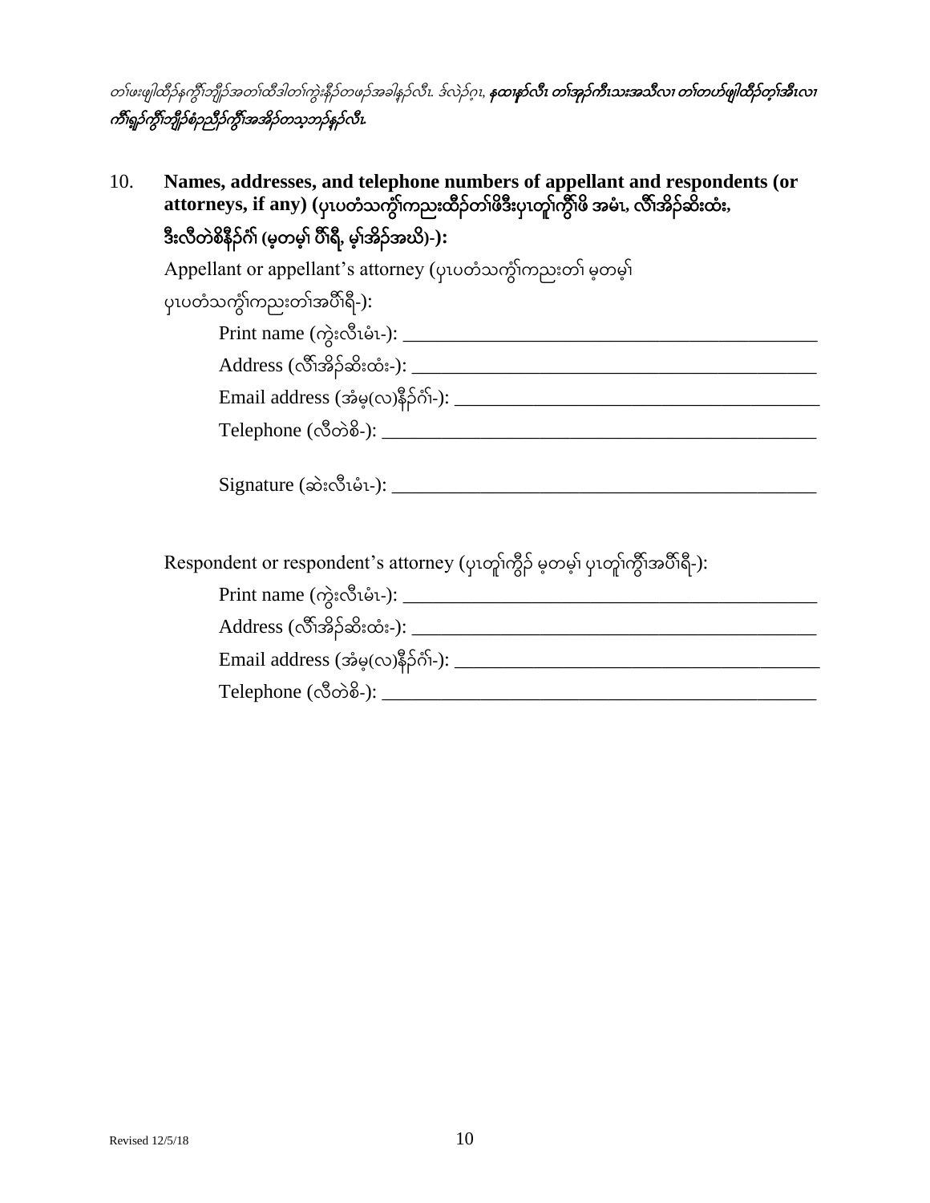*တၢ်ဖးဖျါထီၣ်နကွီၢ်ဘျီၣ်အတၢ်ထီဒါတၢ်ကွဲးနီၣ်တဖၣ်အခါနၣ်လီၤ. ဒ်လဲၣ်ဂ့ၤ,* ***နထၢနၣ်လီၤ တၢ်အှၣ်ကီၤသးအသီလၢ တၢ်တဟ်ဖျါထီၣ်တ့ၢ်အီၤလၢ ကီၢ်ရှၣ်ကွီၢ်ဘျီၣ်စံၣ်ညီၣ်ကွီၢ်အအိၣ်တသ့ဘၣ်နၣ်လီၤ.***

10. **Names, addresses, and telephone numbers of appellant and respondents (or attorneys, if any) (ပှၤပတံသကွံၢ်ကညးထီၣ်တၢ်ဖိဒီးပှၤတူၢ်ကွီၢ်ဖိ အမံၤ, လီၢ်အိၣ်ဆိးထံး, ဒီးလီတဲစိနီၣ်ဂံၢ် (မ့တမ့ၢ် ပီၢ်ရီ, မ့ၢ်အိၣ်အဃိ)-):**

Appellant or appellant's attorney (ပှၤပတံသကွံၢ်ကညးတၢ် မ့တမ့ၢ် ပှၤပတံသကွံၢ်ကညးတၢ်အပီၢ်ရီ-):

Print name (ကွဲးလီၤမံၤ-): ____________________________________________

Address (လီၢ်အိၣ်ဆိးထံး-): ____________________________________________

Email address (အံမ့(လ)နီၣ်ဂံၢ်-): ________________________________________

Telephone (လီတဲစိ-): ______________________________________________

Signature (ဆဲးလီၤမံၤ-): ____________________________________________

Respondent or respondent's attorney (ပှၤတူၢ်ကွီၣ် မ့တမ့ၢ် ပှၤတူၢ်ကွီၢ်အပီၢ်ရီ-):

Print name (ကွဲးလီၤမံၤ-): ____________________________________________

Address (လီၢ်အိၣ်ဆိးထံး-): ____________________________________________

Email address (အံမ့(လ)နီၣ်ဂံၢ်-): ________________________________________

Telephone (လီတဲစိ-): ______________________________________________

Revised 12/5/18